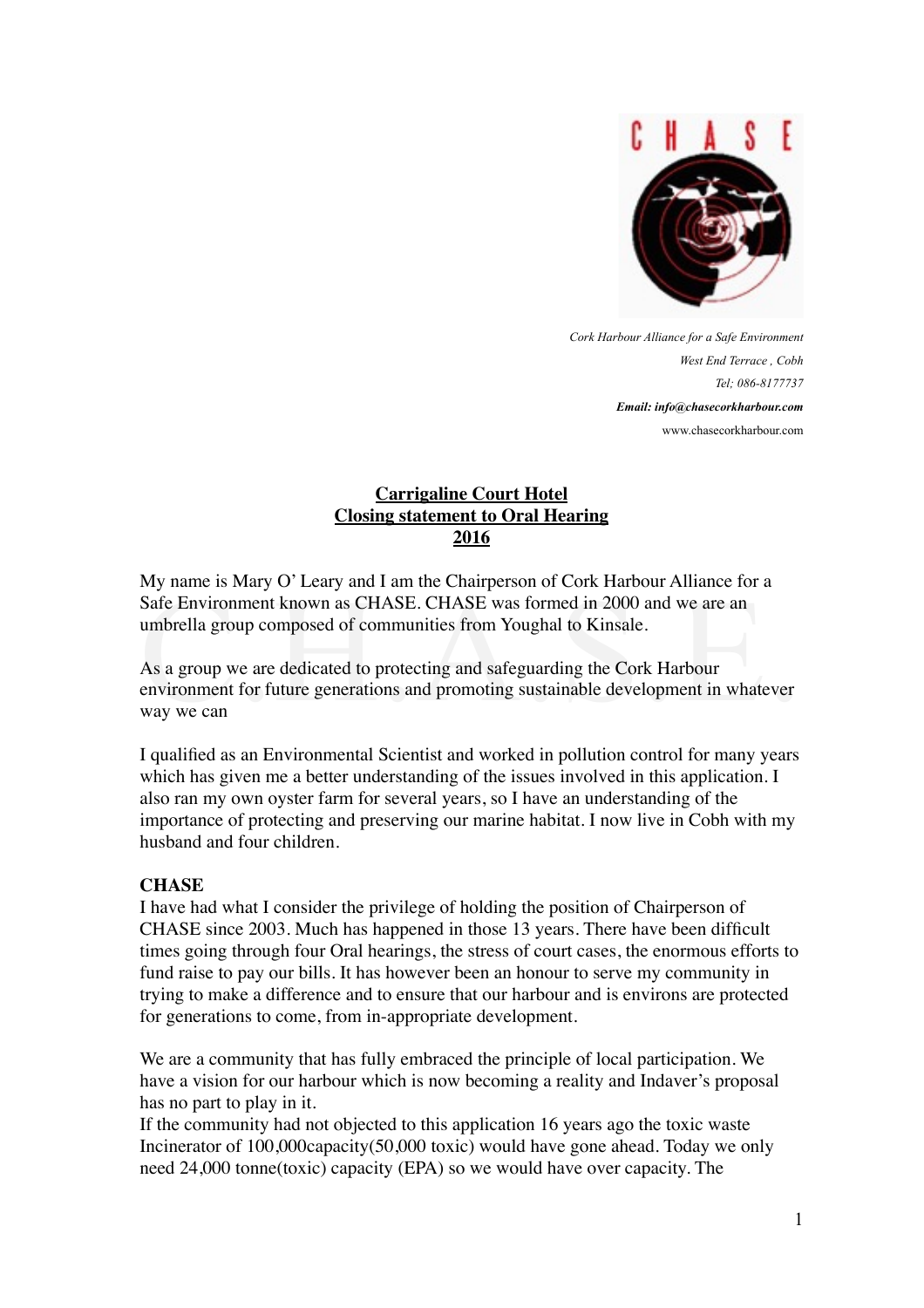CHASE

*Cork Harbour Alliance for a Safe Environment*
*West End Terrace , Cobh*
*Tel; 086-8177737*
***Email: info@chasecorkharbour.com***
www.chasecorkharbour.com

**<u>Carrigaline Court Hotel</u>**
**<u>Closing statement to Oral Hearing</u>**
**<u>2016</u>**

My name is Mary O' Leary and I am the Chairperson of Cork Harbour Alliance for a Safe Environment known as CHASE. CHASE was formed in 2000 and we are an umbrella group composed of communities from Youghal to Kinsale.

As a group we are dedicated to protecting and safeguarding the Cork Harbour environment for future generations and promoting sustainable development in whatever way we can

I qualified as an Environmental Scientist and worked in pollution control for many years which has given me a better understanding of the issues involved in this application. I also ran my own oyster farm for several years, so I have an understanding of the importance of protecting and preserving our marine habitat. I now live in Cobh with my husband and four children.

**CHASE**

I have had what I consider the privilege of holding the position of Chairperson of CHASE since 2003. Much has happened in those 13 years. There have been difficult times going through four Oral hearings, the stress of court cases, the enormous efforts to fund raise to pay our bills. It has however been an honour to serve my community in trying to make a difference and to ensure that our harbour and is environs are protected for generations to come, from in-appropriate development.

We are a community that has fully embraced the principle of local participation. We have a vision for our harbour which is now becoming a reality and Indaver's proposal has no part to play in it.
If the community had not objected to this application 16 years ago the toxic waste Incinerator of 100,000capacity(50,000 toxic) would have gone ahead. Today we only need 24,000 tonne(toxic) capacity (EPA) so we would have over capacity. The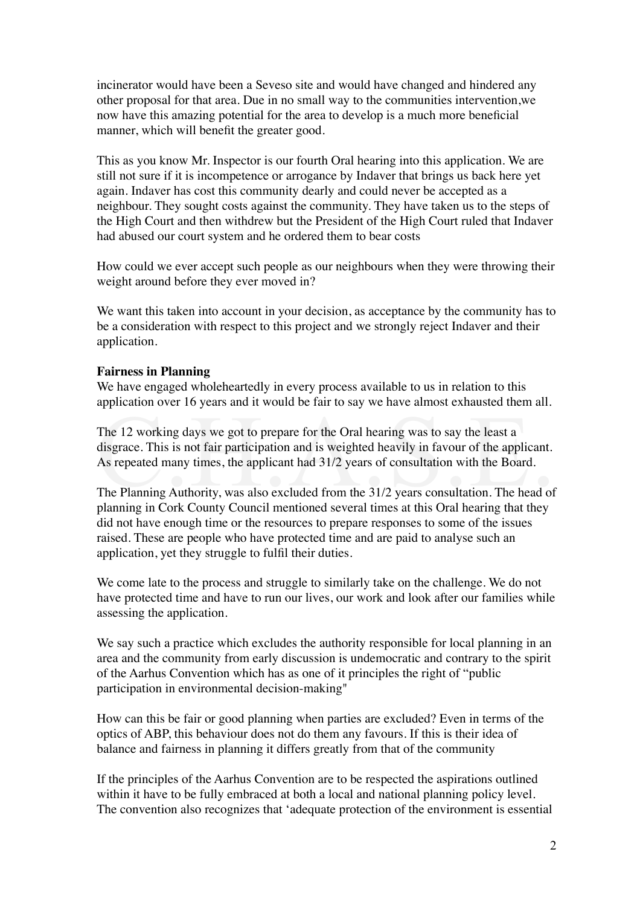incinerator would have been a Seveso site and would have changed and hindered any other proposal for that area. Due in no small way to the communities intervention,we now have this amazing potential for the area to develop is a much more beneficial manner, which will benefit the greater good.

This as you know Mr. Inspector is our fourth Oral hearing into this application. We are still not sure if it is incompetence or arrogance by Indaver that brings us back here yet again. Indaver has cost this community dearly and could never be accepted as a neighbour. They sought costs against the community. They have taken us to the steps of the High Court and then withdrew but the President of the High Court ruled that Indaver had abused our court system and he ordered them to bear costs

How could we ever accept such people as our neighbours when they were throwing their weight around before they ever moved in?

We want this taken into account in your decision, as acceptance by the community has to be a consideration with respect to this project and we strongly reject Indaver and their application.

**Fairness in Planning**

We have engaged wholeheartedly in every process available to us in relation to this application over 16 years and it would be fair to say we have almost exhausted them all.

The 12 working days we got to prepare for the Oral hearing was to say the least a disgrace. This is not fair participation and is weighted heavily in favour of the applicant. As repeated many times, the applicant had 31/2 years of consultation with the Board.

The Planning Authority, was also excluded from the 31/2 years consultation. The head of planning in Cork County Council mentioned several times at this Oral hearing that they did not have enough time or the resources to prepare responses to some of the issues raised. These are people who have protected time and are paid to analyse such an application, yet they struggle to fulfil their duties.

We come late to the process and struggle to similarly take on the challenge. We do not have protected time and have to run our lives, our work and look after our families while assessing the application.

We say such a practice which excludes the authority responsible for local planning in an area and the community from early discussion is undemocratic and contrary to the spirit of the Aarhus Convention which has as one of it principles the right of "public participation in environmental decision-making"

How can this be fair or good planning when parties are excluded? Even in terms of the optics of ABP, this behaviour does not do them any favours. If this is their idea of balance and fairness in planning it differs greatly from that of the community

If the principles of the Aarhus Convention are to be respected the aspirations outlined within it have to be fully embraced at both a local and national planning policy level. The convention also recognizes that 'adequate protection of the environment is essential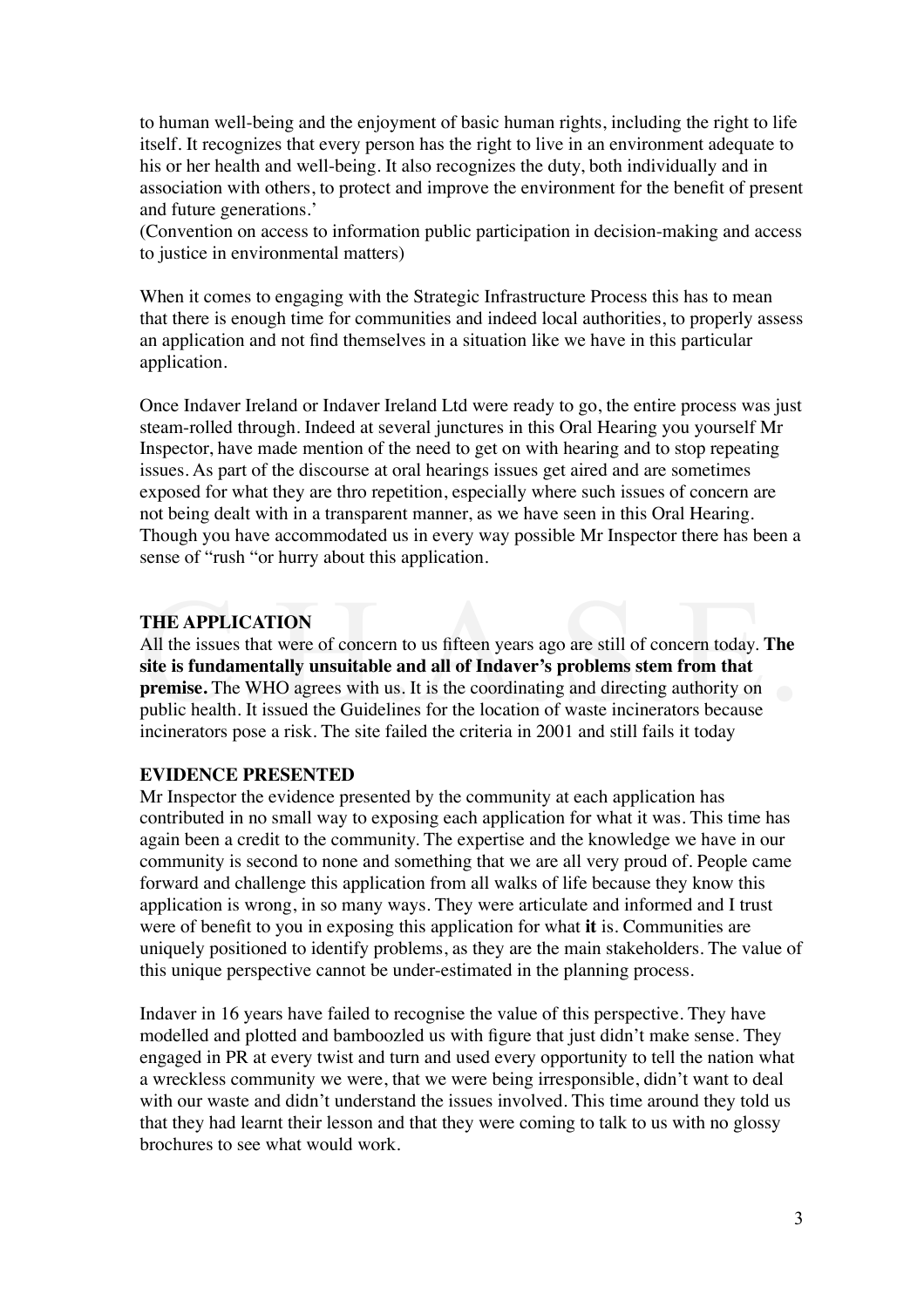to human well-being and the enjoyment of basic human rights, including the right to life itself. It recognizes that every person has the right to live in an environment adequate to his or her health and well-being. It also recognizes the duty, both individually and in association with others, to protect and improve the environment for the benefit of present and future generations.'
(Convention on access to information public participation in decision-making and access to justice in environmental matters)

When it comes to engaging with the Strategic Infrastructure Process this has to mean that there is enough time for communities and indeed local authorities, to properly assess an application and not find themselves in a situation like we have in this particular application.

Once Indaver Ireland or Indaver Ireland Ltd were ready to go, the entire process was just steam-rolled through. Indeed at several junctures in this Oral Hearing you yourself Mr Inspector, have made mention of the need to get on with hearing and to stop repeating issues. As part of the discourse at oral hearings issues get aired and are sometimes exposed for what they are thro repetition, especially where such issues of concern are not being dealt with in a transparent manner, as we have seen in this Oral Hearing. Though you have accommodated us in every way possible Mr Inspector there has been a sense of "rush "or hurry about this application.

**THE APPLICATION**

All the issues that were of concern to us fifteen years ago are still of concern today. **The site is fundamentally unsuitable and all of Indaver's problems stem from that premise.** The WHO agrees with us. It is the coordinating and directing authority on public health. It issued the Guidelines for the location of waste incinerators because incinerators pose a risk. The site failed the criteria in 2001 and still fails it today

**EVIDENCE PRESENTED**

Mr Inspector the evidence presented by the community at each application has contributed in no small way to exposing each application for what it was. This time has again been a credit to the community. The expertise and the knowledge we have in our community is second to none and something that we are all very proud of. People came forward and challenge this application from all walks of life because they know this application is wrong, in so many ways. They were articulate and informed and I trust were of benefit to you in exposing this application for what **it** is. Communities are uniquely positioned to identify problems, as they are the main stakeholders. The value of this unique perspective cannot be under-estimated in the planning process.

Indaver in 16 years have failed to recognise the value of this perspective. They have modelled and plotted and bamboozled us with figure that just didn't make sense. They engaged in PR at every twist and turn and used every opportunity to tell the nation what a wreckless community we were, that we were being irresponsible, didn't want to deal with our waste and didn't understand the issues involved. This time around they told us that they had learnt their lesson and that they were coming to talk to us with no glossy brochures to see what would work.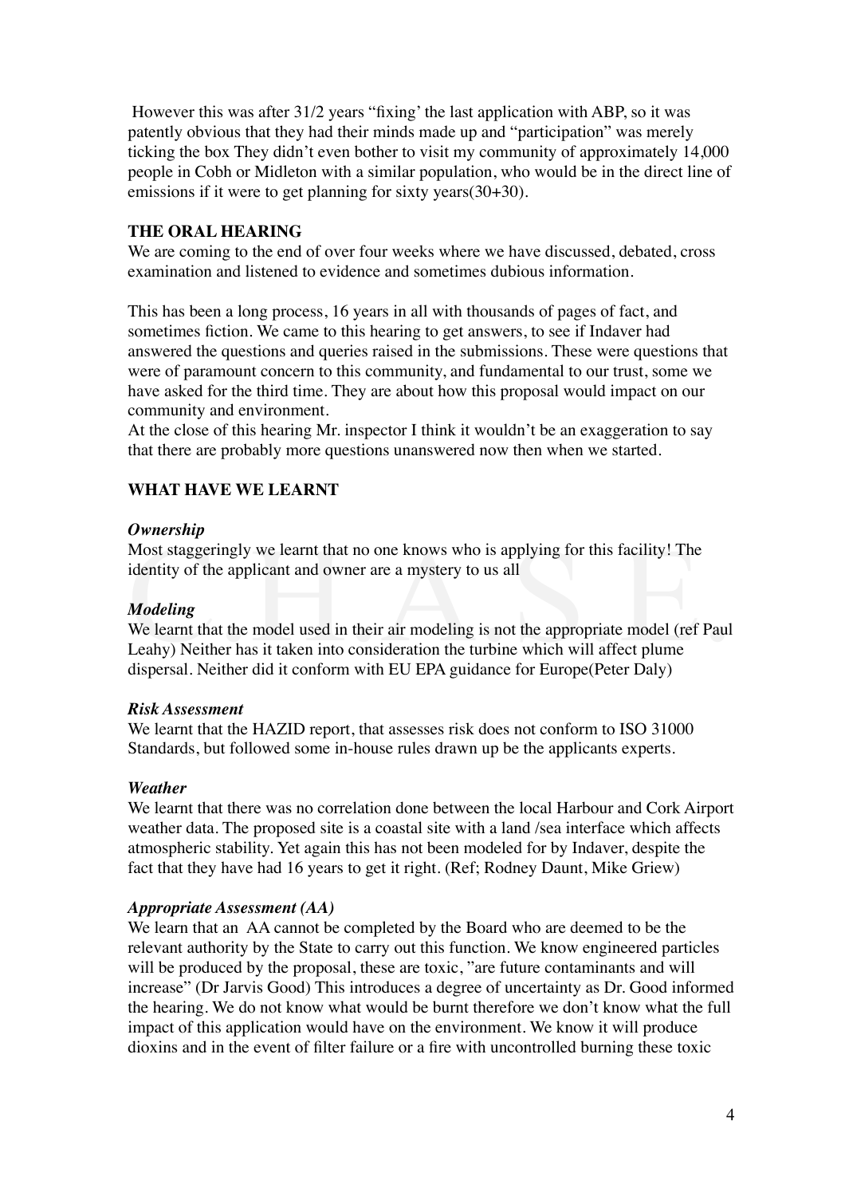However this was after 31/2 years "fixing' the last application with ABP, so it was patently obvious that they had their minds made up and "participation" was merely ticking the box They didn't even bother to visit my community of approximately 14,000 people in Cobh or Midleton with a similar population, who would be in the direct line of emissions if it were to get planning for sixty years(30+30).

**THE ORAL HEARING**

We are coming to the end of over four weeks where we have discussed, debated, cross examination and listened to evidence and sometimes dubious information.

This has been a long process, 16 years in all with thousands of pages of fact, and sometimes fiction. We came to this hearing to get answers, to see if Indaver had answered the questions and queries raised in the submissions. These were questions that were of paramount concern to this community, and fundamental to our trust, some we have asked for the third time. They are about how this proposal would impact on our community and environment.

At the close of this hearing Mr. inspector I think it wouldn't be an exaggeration to say that there are probably more questions unanswered now then when we started.

**WHAT HAVE WE LEARNT**

***Ownership***

Most staggeringly we learnt that no one knows who is applying for this facility! The identity of the applicant and owner are a mystery to us all

***Modeling***

We learnt that the model used in their air modeling is not the appropriate model (ref Paul Leahy) Neither has it taken into consideration the turbine which will affect plume dispersal. Neither did it conform with EU EPA guidance for Europe(Peter Daly)

***Risk Assessment***

We learnt that the HAZID report, that assesses risk does not conform to ISO 31000 Standards, but followed some in-house rules drawn up be the applicants experts.

***Weather***

We learnt that there was no correlation done between the local Harbour and Cork Airport weather data. The proposed site is a coastal site with a land /sea interface which affects atmospheric stability. Yet again this has not been modeled for by Indaver, despite the fact that they have had 16 years to get it right. (Ref; Rodney Daunt, Mike Griew)

***Appropriate Assessment (AA)***

We learn that an AA cannot be completed by the Board who are deemed to be the relevant authority by the State to carry out this function. We know engineered particles will be produced by the proposal, these are toxic, "are future contaminants and will increase" (Dr Jarvis Good) This introduces a degree of uncertainty as Dr. Good informed the hearing. We do not know what would be burnt therefore we don't know what the full impact of this application would have on the environment. We know it will produce dioxins and in the event of filter failure or a fire with uncontrolled burning these toxic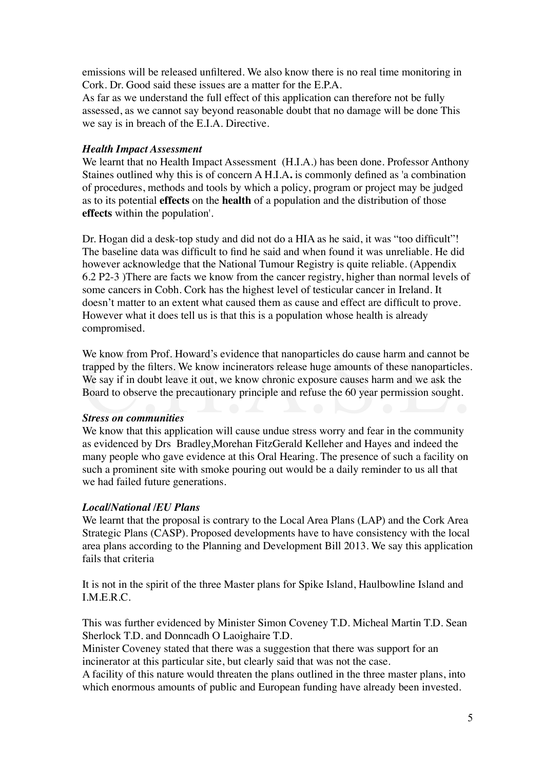emissions will be released unfiltered. We also know there is no real time monitoring in Cork. Dr. Good said these issues are a matter for the E.P.A.
As far as we understand the full effect of this application can therefore not be fully assessed, as we cannot say beyond reasonable doubt that no damage will be done This we say is in breach of the E.I.A. Directive.

***Health Impact Assessment***
We learnt that no Health Impact Assessment (H.I.A.) has been done. Professor Anthony Staines outlined why this is of concern A H.I.A**.** is commonly defined as 'a combination of procedures, methods and tools by which a policy, program or project may be judged as to its potential **effects** on the **health** of a population and the distribution of those **effects** within the population'.

Dr. Hogan did a desk-top study and did not do a HIA as he said, it was "too difficult"! The baseline data was difficult to find he said and when found it was unreliable. He did however acknowledge that the National Tumour Registry is quite reliable. (Appendix 6.2 P2-3 )There are facts we know from the cancer registry, higher than normal levels of some cancers in Cobh. Cork has the highest level of testicular cancer in Ireland. It doesn't matter to an extent what caused them as cause and effect are difficult to prove. However what it does tell us is that this is a population whose health is already compromised.

We know from Prof. Howard's evidence that nanoparticles do cause harm and cannot be trapped by the filters. We know incinerators release huge amounts of these nanoparticles. We say if in doubt leave it out, we know chronic exposure causes harm and we ask the Board to observe the precautionary principle and refuse the 60 year permission sought.

***Stress on communities***
We know that this application will cause undue stress worry and fear in the community as evidenced by Drs Bradley,Morehan FitzGerald Kelleher and Hayes and indeed the many people who gave evidence at this Oral Hearing. The presence of such a facility on such a prominent site with smoke pouring out would be a daily reminder to us all that we had failed future generations.

***Local/National /EU Plans***
We learnt that the proposal is contrary to the Local Area Plans (LAP) and the Cork Area Strategic Plans (CASP). Proposed developments have to have consistency with the local area plans according to the Planning and Development Bill 2013. We say this application fails that criteria

It is not in the spirit of the three Master plans for Spike Island, Haulbowline Island and I.M.E.R.C.

This was further evidenced by Minister Simon Coveney T.D. Micheal Martin T.D. Sean Sherlock T.D. and Donncadh O Laoighaire T.D.
Minister Coveney stated that there was a suggestion that there was support for an incinerator at this particular site, but clearly said that was not the case.
A facility of this nature would threaten the plans outlined in the three master plans, into which enormous amounts of public and European funding have already been invested.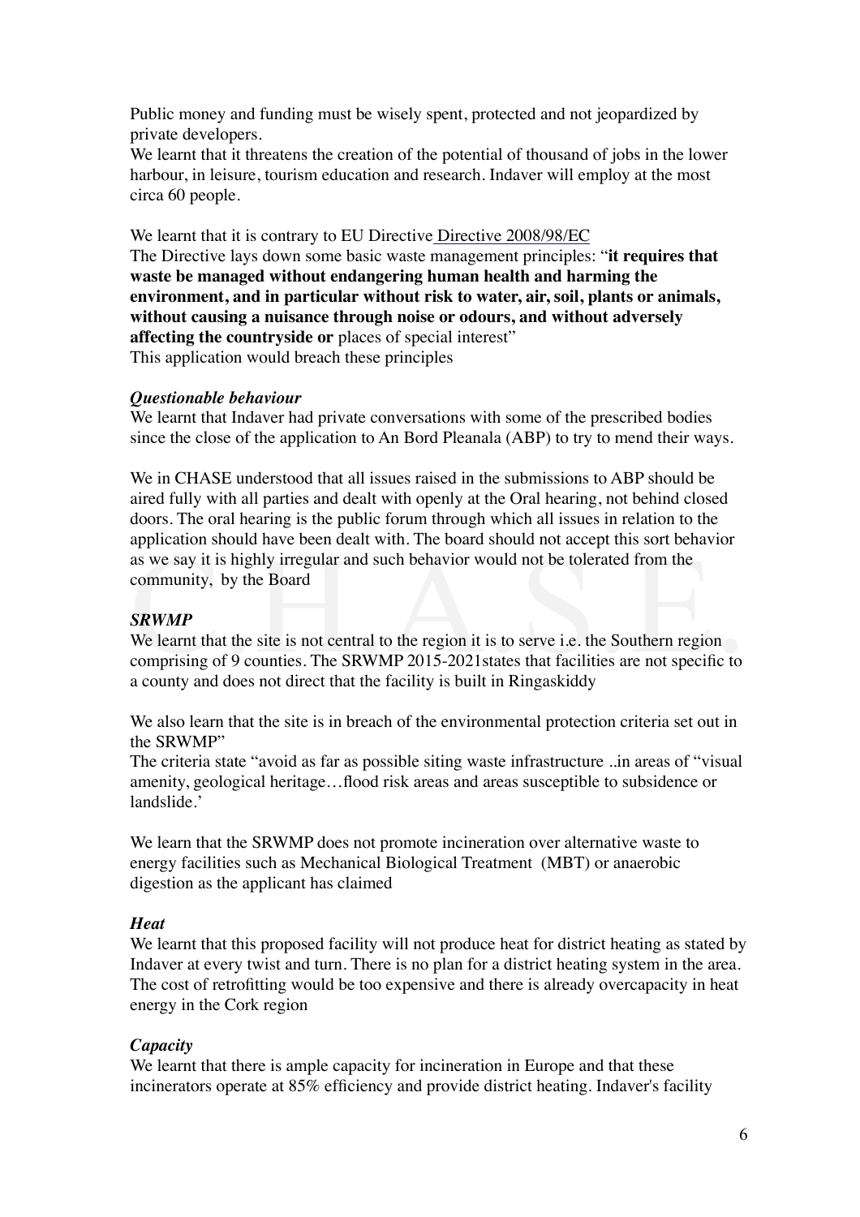Public money and funding must be wisely spent, protected and not jeopardized by private developers.
We learnt that it threatens the creation of the potential of thousand of jobs in the lower harbour, in leisure, tourism education and research. Indaver will employ at the most circa 60 people.

We learnt that it is contrary to EU Directive Directive 2008/98/EC
The Directive lays down some basic waste management principles: "**it requires that waste be managed without endangering human health and harming the environment, and in particular without risk to water, air, soil, plants or animals, without causing a nuisance through noise or odours, and without adversely affecting the countryside or** places of special interest"
This application would breach these principles

***Questionable behaviour***
We learnt that Indaver had private conversations with some of the prescribed bodies since the close of the application to An Bord Pleanala (ABP) to try to mend their ways.

We in CHASE understood that all issues raised in the submissions to ABP should be aired fully with all parties and dealt with openly at the Oral hearing, not behind closed doors. The oral hearing is the public forum through which all issues in relation to the application should have been dealt with. The board should not accept this sort behavior as we say it is highly irregular and such behavior would not be tolerated from the community, by the Board

***SRWMP***
We learnt that the site is not central to the region it is to serve i.e. the Southern region comprising of 9 counties. The SRWMP 2015-2021states that facilities are not specific to a county and does not direct that the facility is built in Ringaskiddy

We also learn that the site is in breach of the environmental protection criteria set out in the SRWMP"
The criteria state "avoid as far as possible siting waste infrastructure ..in areas of "visual amenity, geological heritage…flood risk areas and areas susceptible to subsidence or landslide.'

We learn that the SRWMP does not promote incineration over alternative waste to energy facilities such as Mechanical Biological Treatment (MBT) or anaerobic digestion as the applicant has claimed

***Heat***
We learnt that this proposed facility will not produce heat for district heating as stated by Indaver at every twist and turn. There is no plan for a district heating system in the area. The cost of retrofitting would be too expensive and there is already overcapacity in heat energy in the Cork region

***Capacity***
We learnt that there is ample capacity for incineration in Europe and that these incinerators operate at 85% efficiency and provide district heating. Indaver's facility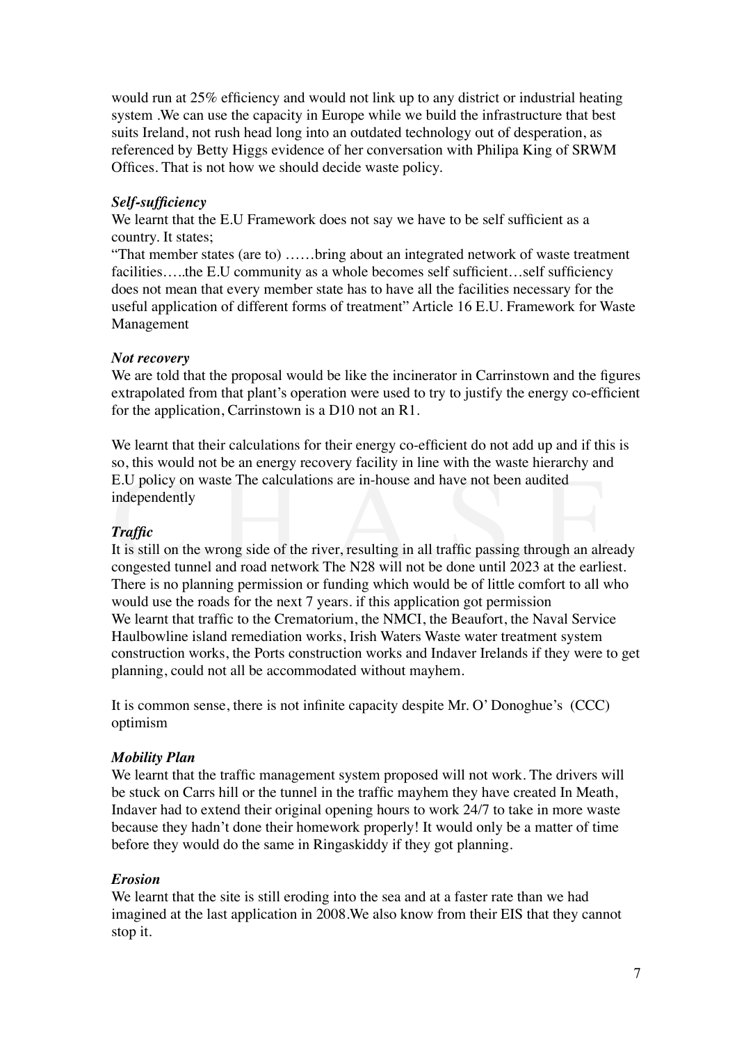would run at 25% efficiency and would not link up to any district or industrial heating system .We can use the capacity in Europe while we build the infrastructure that best suits Ireland, not rush head long into an outdated technology out of desperation, as referenced by Betty Higgs evidence of her conversation with Philipa King of SRWM Offices. That is not how we should decide waste policy.

***Self-sufficiency***

We learnt that the E.U Framework does not say we have to be self sufficient as a country. It states;

"That member states (are to) ……bring about an integrated network of waste treatment facilities…..the E.U community as a whole becomes self sufficient…self sufficiency does not mean that every member state has to have all the facilities necessary for the useful application of different forms of treatment" Article 16 E.U. Framework for Waste Management

***Not recovery***

We are told that the proposal would be like the incinerator in Carrinstown and the figures extrapolated from that plant's operation were used to try to justify the energy co-efficient for the application, Carrinstown is a D10 not an R1.

We learnt that their calculations for their energy co-efficient do not add up and if this is so, this would not be an energy recovery facility in line with the waste hierarchy and E.U policy on waste The calculations are in-house and have not been audited independently

***Traffic***

It is still on the wrong side of the river, resulting in all traffic passing through an already congested tunnel and road network The N28 will not be done until 2023 at the earliest. There is no planning permission or funding which would be of little comfort to all who would use the roads for the next 7 years. if this application got permission

We learnt that traffic to the Crematorium, the NMCI, the Beaufort, the Naval Service Haulbowline island remediation works, Irish Waters Waste water treatment system construction works, the Ports construction works and Indaver Irelands if they were to get planning, could not all be accommodated without mayhem.

It is common sense, there is not infinite capacity despite Mr. O' Donoghue's (CCC) optimism

***Mobility Plan***

We learnt that the traffic management system proposed will not work. The drivers will be stuck on Carrs hill or the tunnel in the traffic mayhem they have created In Meath, Indaver had to extend their original opening hours to work 24/7 to take in more waste because they hadn't done their homework properly! It would only be a matter of time before they would do the same in Ringaskiddy if they got planning.

***Erosion***

We learnt that the site is still eroding into the sea and at a faster rate than we had imagined at the last application in 2008.We also know from their EIS that they cannot stop it.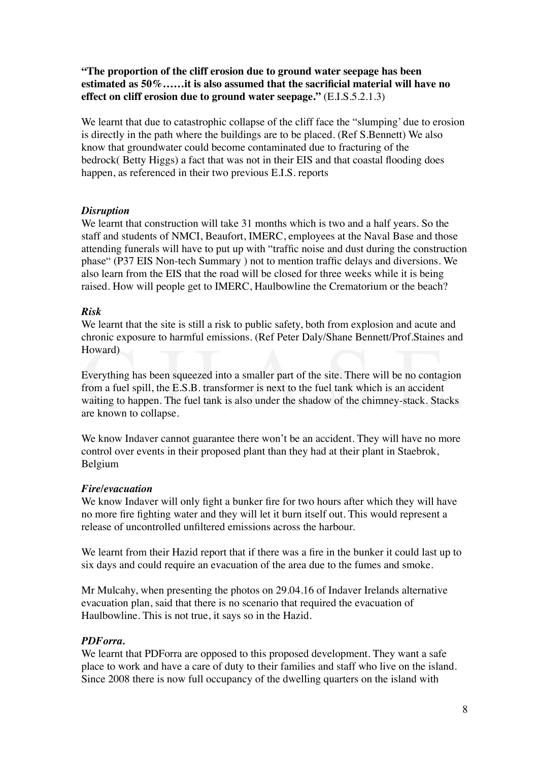**"The proportion of the cliff erosion due to ground water seepage has been estimated as 50%……it is also assumed that the sacrificial material will have no effect on cliff erosion due to ground water seepage."** (E.I.S.5.2.1.3)

We learnt that due to catastrophic collapse of the cliff face the "slumping' due to erosion is directly in the path where the buildings are to be placed. (Ref S.Bennett) We also know that groundwater could become contaminated due to fracturing of the bedrock( Betty Higgs) a fact that was not in their EIS and that coastal flooding does happen, as referenced in their two previous E.I.S. reports

***Disruption***

We learnt that construction will take 31 months which is two and a half years. So the staff and students of NMCI, Beaufort, IMERC, employees at the Naval Base and those attending funerals will have to put up with "traffic noise and dust during the construction phase" (P37 EIS Non-tech Summary ) not to mention traffic delays and diversions. We also learn from the EIS that the road will be closed for three weeks while it is being raised. How will people get to IMERC, Haulbowline the Crematorium or the beach?

***Risk***

We learnt that the site is still a risk to public safety, both from explosion and acute and chronic exposure to harmful emissions. (Ref Peter Daly/Shane Bennett/Prof.Staines and Howard)

Everything has been squeezed into a smaller part of the site. There will be no contagion from a fuel spill, the E.S.B. transformer is next to the fuel tank which is an accident waiting to happen. The fuel tank is also under the shadow of the chimney-stack. Stacks are known to collapse.

We know Indaver cannot guarantee there won't be an accident. They will have no more control over events in their proposed plant than they had at their plant in Staebrok, Belgium

***Fire/evacuation***

We know Indaver will only fight a bunker fire for two hours after which they will have no more fire fighting water and they will let it burn itself out. This would represent a release of uncontrolled unfiltered emissions across the harbour.

We learnt from their Hazid report that if there was a fire in the bunker it could last up to six days and could require an evacuation of the area due to the fumes and smoke.

Mr Mulcahy, when presenting the photos on 29.04.16 of Indaver Irelands alternative evacuation plan, said that there is no scenario that required the evacuation of Haulbowline. This is not true, it says so in the Hazid.

***PDForra.***

We learnt that PDForra are opposed to this proposed development. They want a safe place to work and have a care of duty to their families and staff who live on the island. Since 2008 there is now full occupancy of the dwelling quarters on the island with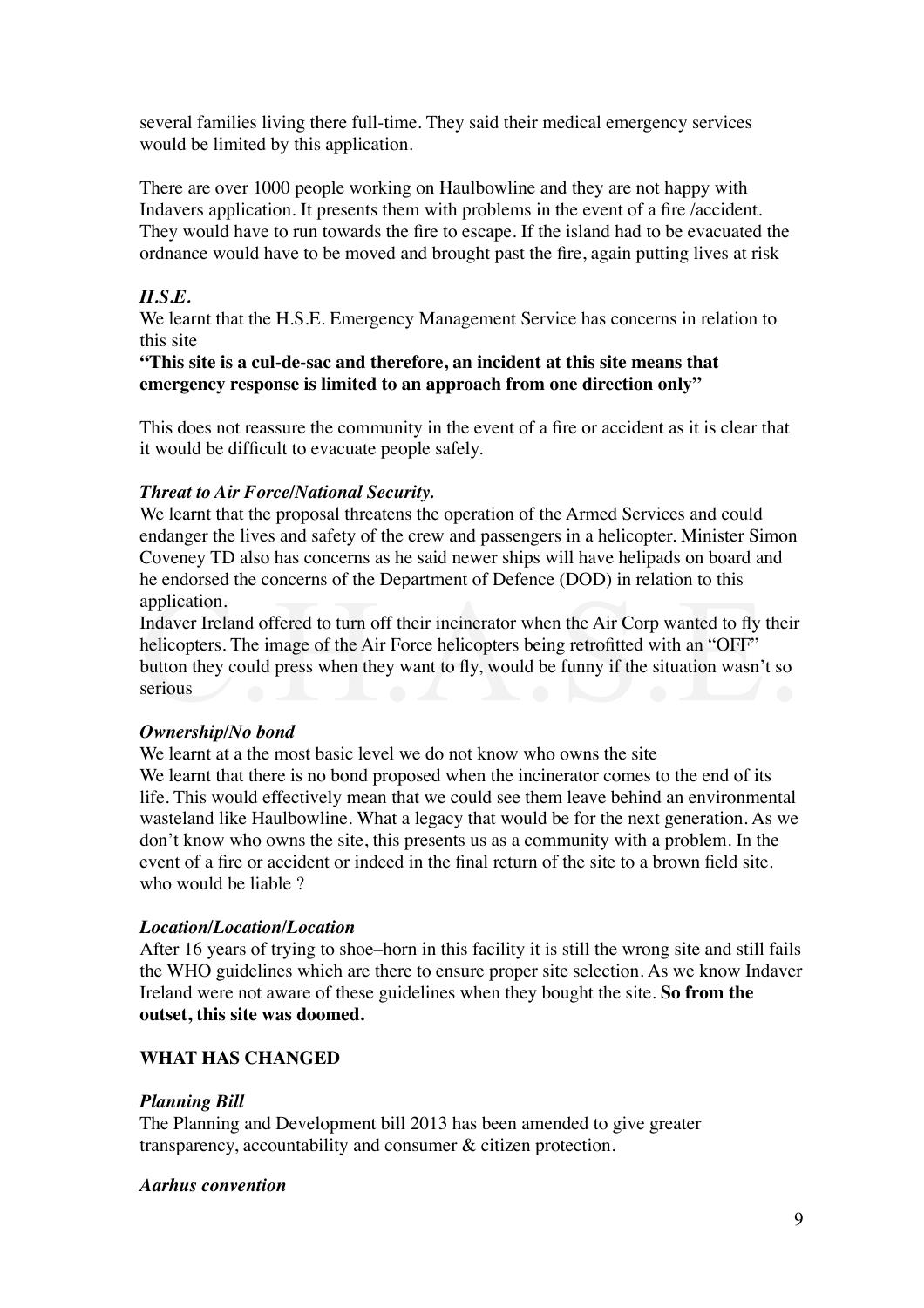several families living there full-time. They said their medical emergency services would be limited by this application.

There are over 1000 people working on Haulbowline and they are not happy with Indavers application. It presents them with problems in the event of a fire /accident. They would have to run towards the fire to escape. If the island had to be evacuated the ordnance would have to be moved and brought past the fire, again putting lives at risk

***H.S.E.***

We learnt that the H.S.E. Emergency Management Service has concerns in relation to this site

**"This site is a cul-de-sac and therefore, an incident at this site means that emergency response is limited to an approach from one direction only"**

This does not reassure the community in the event of a fire or accident as it is clear that it would be difficult to evacuate people safely.

***Threat to Air Force/National Security.***

We learnt that the proposal threatens the operation of the Armed Services and could endanger the lives and safety of the crew and passengers in a helicopter. Minister Simon Coveney TD also has concerns as he said newer ships will have helipads on board and he endorsed the concerns of the Department of Defence (DOD) in relation to this application.

Indaver Ireland offered to turn off their incinerator when the Air Corp wanted to fly their helicopters. The image of the Air Force helicopters being retrofitted with an "OFF" button they could press when they want to fly, would be funny if the situation wasn't so serious

***Ownership/No bond***

We learnt at a the most basic level we do not know who owns the site

We learnt that there is no bond proposed when the incinerator comes to the end of its life. This would effectively mean that we could see them leave behind an environmental wasteland like Haulbowline. What a legacy that would be for the next generation. As we don't know who owns the site, this presents us as a community with a problem. In the event of a fire or accident or indeed in the final return of the site to a brown field site. who would be liable ?

***Location/Location/Location***

After 16 years of trying to shoe–horn in this facility it is still the wrong site and still fails the WHO guidelines which are there to ensure proper site selection. As we know Indaver Ireland were not aware of these guidelines when they bought the site. **So from the outset, this site was doomed.**

**WHAT HAS CHANGED**

***Planning Bill***

The Planning and Development bill 2013 has been amended to give greater transparency, accountability and consumer & citizen protection.

***Aarhus convention***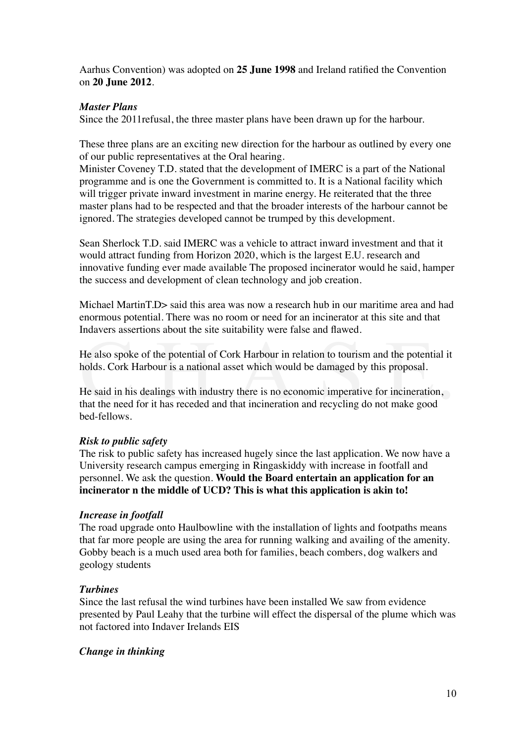Aarhus Convention) was adopted on **25 June 1998** and Ireland ratified the Convention on **20 June 2012**.

***Master Plans***

Since the 2011refusal, the three master plans have been drawn up for the harbour.

These three plans are an exciting new direction for the harbour as outlined by every one of our public representatives at the Oral hearing.

Minister Coveney T.D. stated that the development of IMERC is a part of the National programme and is one the Government is committed to. It is a National facility which will trigger private inward investment in marine energy. He reiterated that the three master plans had to be respected and that the broader interests of the harbour cannot be ignored. The strategies developed cannot be trumped by this development.

Sean Sherlock T.D. said IMERC was a vehicle to attract inward investment and that it would attract funding from Horizon 2020, which is the largest E.U. research and innovative funding ever made available The proposed incinerator would he said, hamper the success and development of clean technology and job creation.

Michael MartinT.D> said this area was now a research hub in our maritime area and had enormous potential. There was no room or need for an incinerator at this site and that Indavers assertions about the site suitability were false and flawed.

He also spoke of the potential of Cork Harbour in relation to tourism and the potential it holds. Cork Harbour is a national asset which would be damaged by this proposal.

He said in his dealings with industry there is no economic imperative for incineration, that the need for it has receded and that incineration and recycling do not make good bed-fellows.

***Risk to public safety***

The risk to public safety has increased hugely since the last application. We now have a University research campus emerging in Ringaskiddy with increase in footfall and personnel. We ask the question. **Would the Board entertain an application for an incinerator n the middle of UCD? This is what this application is akin to!**

***Increase in footfall***

The road upgrade onto Haulbowline with the installation of lights and footpaths means that far more people are using the area for running walking and availing of the amenity. Gobby beach is a much used area both for families, beach combers, dog walkers and geology students

***Turbines***

Since the last refusal the wind turbines have been installed We saw from evidence presented by Paul Leahy that the turbine will effect the dispersal of the plume which was not factored into Indaver Irelands EIS

***Change in thinking***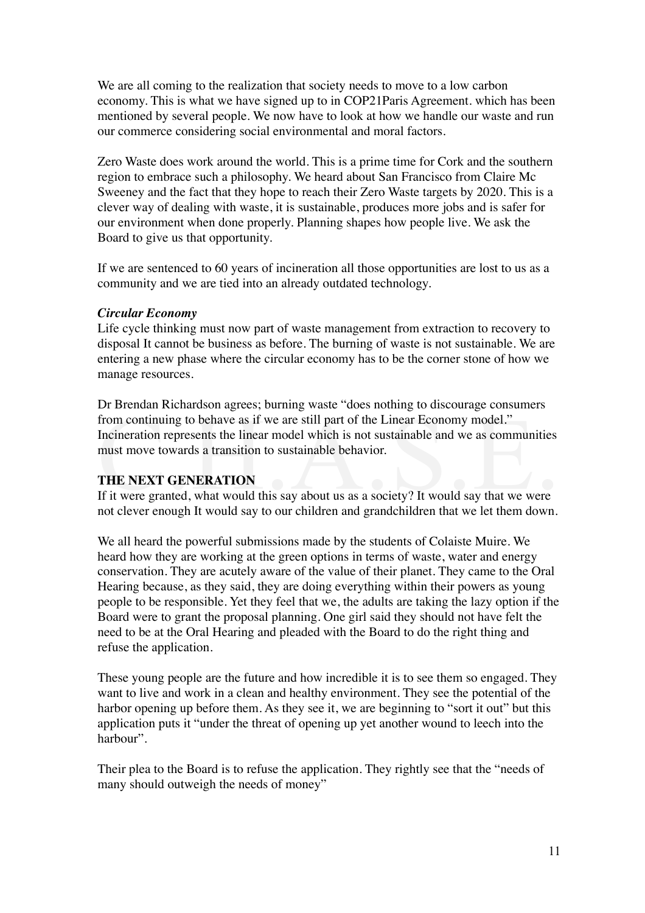We are all coming to the realization that society needs to move to a low carbon economy. This is what we have signed up to in COP21Paris Agreement. which has been mentioned by several people. We now have to look at how we handle our waste and run our commerce considering social environmental and moral factors.

Zero Waste does work around the world. This is a prime time for Cork and the southern region to embrace such a philosophy. We heard about San Francisco from Claire Mc Sweeney and the fact that they hope to reach their Zero Waste targets by 2020. This is a clever way of dealing with waste, it is sustainable, produces more jobs and is safer for our environment when done properly. Planning shapes how people live. We ask the Board to give us that opportunity.

If we are sentenced to 60 years of incineration all those opportunities are lost to us as a community and we are tied into an already outdated technology.

***Circular Economy***

Life cycle thinking must now part of waste management from extraction to recovery to disposal It cannot be business as before. The burning of waste is not sustainable. We are entering a new phase where the circular economy has to be the corner stone of how we manage resources.

Dr Brendan Richardson agrees; burning waste "does nothing to discourage consumers from continuing to behave as if we are still part of the Linear Economy model." Incineration represents the linear model which is not sustainable and we as communities must move towards a transition to sustainable behavior.

**THE NEXT GENERATION**

If it were granted, what would this say about us as a society? It would say that we were not clever enough It would say to our children and grandchildren that we let them down.

We all heard the powerful submissions made by the students of Colaiste Muire. We heard how they are working at the green options in terms of waste, water and energy conservation. They are acutely aware of the value of their planet. They came to the Oral Hearing because, as they said, they are doing everything within their powers as young people to be responsible. Yet they feel that we, the adults are taking the lazy option if the Board were to grant the proposal planning. One girl said they should not have felt the need to be at the Oral Hearing and pleaded with the Board to do the right thing and refuse the application.

These young people are the future and how incredible it is to see them so engaged. They want to live and work in a clean and healthy environment. They see the potential of the harbor opening up before them. As they see it, we are beginning to "sort it out" but this application puts it "under the threat of opening up yet another wound to leech into the harbour".

Their plea to the Board is to refuse the application. They rightly see that the "needs of many should outweigh the needs of money"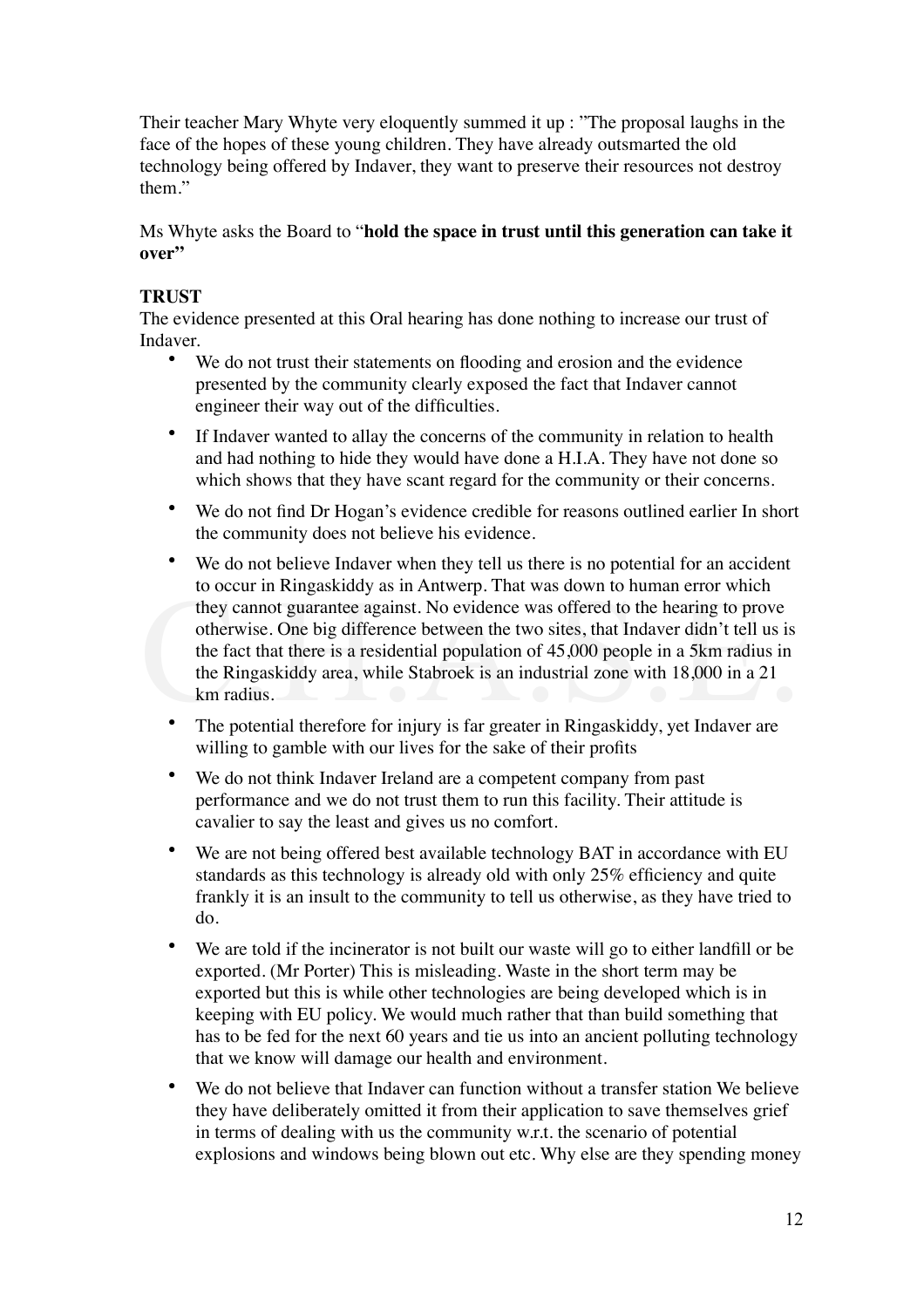Their teacher Mary Whyte very eloquently summed it up : "The proposal laughs in the face of the hopes of these young children. They have already outsmarted the old technology being offered by Indaver, they want to preserve their resources not destroy them."

Ms Whyte asks the Board to "**hold the space in trust until this generation can take it over"**

**TRUST**

The evidence presented at this Oral hearing has done nothing to increase our trust of Indaver.

- We do not trust their statements on flooding and erosion and the evidence presented by the community clearly exposed the fact that Indaver cannot engineer their way out of the difficulties.
- If Indaver wanted to allay the concerns of the community in relation to health and had nothing to hide they would have done a H.I.A. They have not done so which shows that they have scant regard for the community or their concerns.
- We do not find Dr Hogan's evidence credible for reasons outlined earlier In short the community does not believe his evidence.
- We do not believe Indaver when they tell us there is no potential for an accident to occur in Ringaskiddy as in Antwerp. That was down to human error which they cannot guarantee against. No evidence was offered to the hearing to prove otherwise. One big difference between the two sites, that Indaver didn't tell us is the fact that there is a residential population of 45,000 people in a 5km radius in the Ringaskiddy area, while Stabroek is an industrial zone with 18,000 in a 21 km radius.
- The potential therefore for injury is far greater in Ringaskiddy, yet Indaver are willing to gamble with our lives for the sake of their profits
- We do not think Indaver Ireland are a competent company from past performance and we do not trust them to run this facility. Their attitude is cavalier to say the least and gives us no comfort.
- We are not being offered best available technology BAT in accordance with EU standards as this technology is already old with only 25% efficiency and quite frankly it is an insult to the community to tell us otherwise, as they have tried to do.
- We are told if the incinerator is not built our waste will go to either landfill or be exported. (Mr Porter) This is misleading. Waste in the short term may be exported but this is while other technologies are being developed which is in keeping with EU policy. We would much rather that than build something that has to be fed for the next 60 years and tie us into an ancient polluting technology that we know will damage our health and environment.
- We do not believe that Indaver can function without a transfer station We believe they have deliberately omitted it from their application to save themselves grief in terms of dealing with us the community w.r.t. the scenario of potential explosions and windows being blown out etc. Why else are they spending money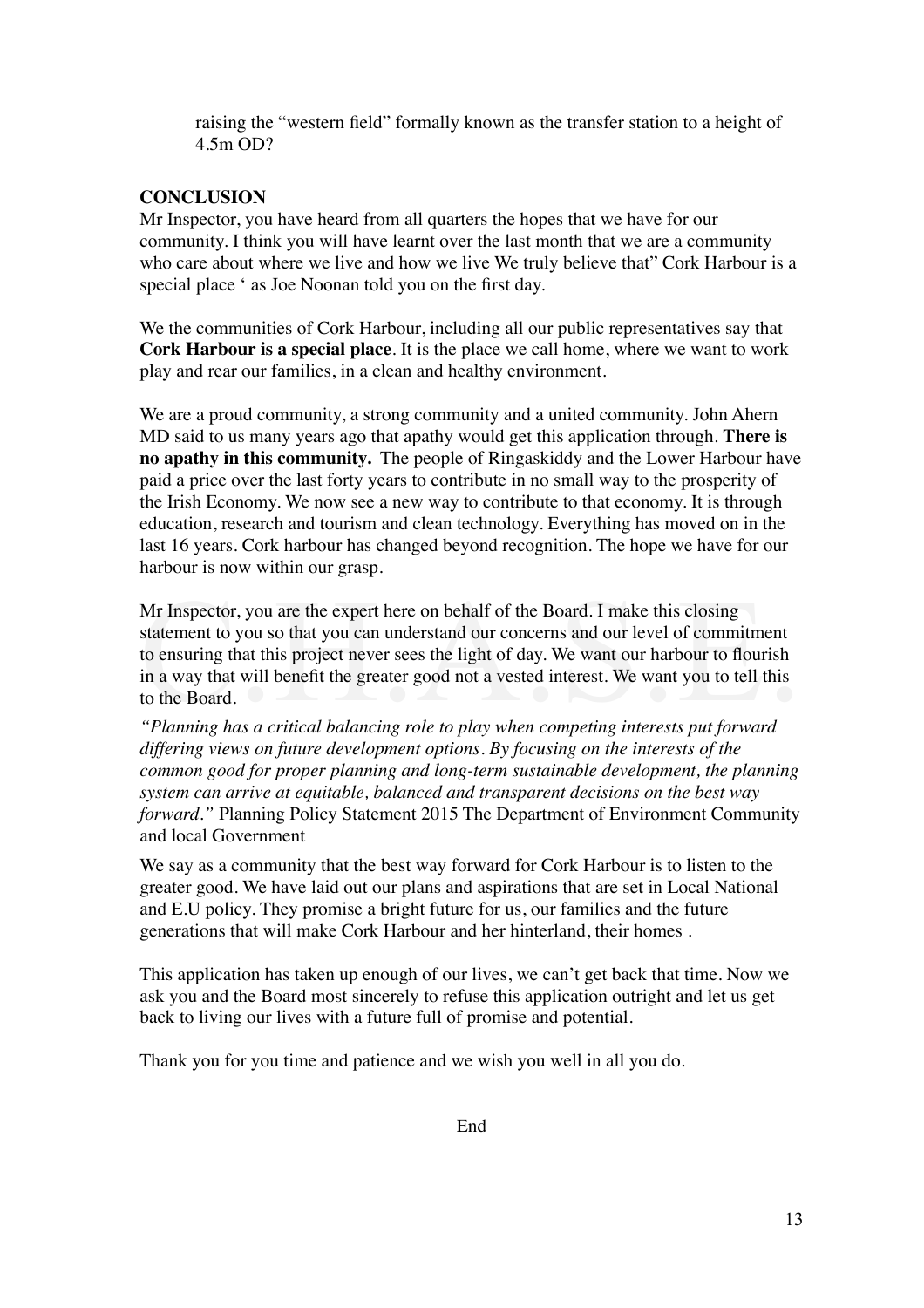raising the "western field" formally known as the transfer station to a height of 4.5m OD?

**CONCLUSION**

Mr Inspector, you have heard from all quarters the hopes that we have for our community. I think you will have learnt over the last month that we are a community who care about where we live and how we live We truly believe that" Cork Harbour is a special place ' as Joe Noonan told you on the first day.

We the communities of Cork Harbour, including all our public representatives say that **Cork Harbour is a special place**. It is the place we call home, where we want to work play and rear our families, in a clean and healthy environment.

We are a proud community, a strong community and a united community. John Ahern MD said to us many years ago that apathy would get this application through. **There is no apathy in this community.** The people of Ringaskiddy and the Lower Harbour have paid a price over the last forty years to contribute in no small way to the prosperity of the Irish Economy. We now see a new way to contribute to that economy. It is through education, research and tourism and clean technology. Everything has moved on in the last 16 years. Cork harbour has changed beyond recognition. The hope we have for our harbour is now within our grasp.

Mr Inspector, you are the expert here on behalf of the Board. I make this closing statement to you so that you can understand our concerns and our level of commitment to ensuring that this project never sees the light of day. We want our harbour to flourish in a way that will benefit the greater good not a vested interest. We want you to tell this to the Board.

*"Planning has a critical balancing role to play when competing interests put forward differing views on future development options. By focusing on the interests of the common good for proper planning and long-term sustainable development, the planning system can arrive at equitable, balanced and transparent decisions on the best way forward."* Planning Policy Statement 2015 The Department of Environment Community and local Government

We say as a community that the best way forward for Cork Harbour is to listen to the greater good. We have laid out our plans and aspirations that are set in Local National and E.U policy. They promise a bright future for us, our families and the future generations that will make Cork Harbour and her hinterland, their homes .

This application has taken up enough of our lives, we can't get back that time. Now we ask you and the Board most sincerely to refuse this application outright and let us get back to living our lives with a future full of promise and potential.

Thank you for you time and patience and we wish you well in all you do.

End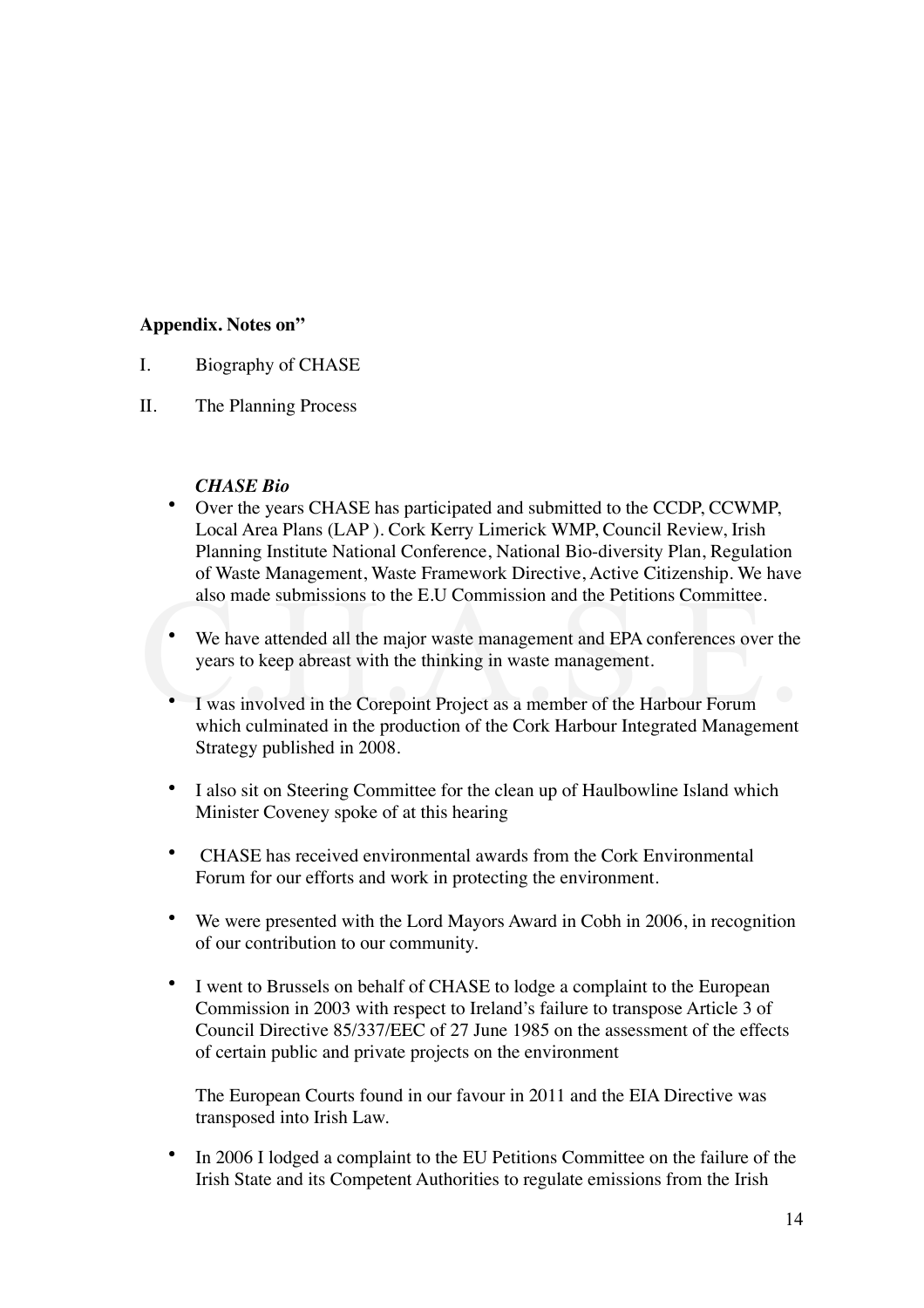**Appendix. Notes on"**

I. Biography of CHASE

II. The Planning Process

***CHASE Bio***

- Over the years CHASE has participated and submitted to the CCDP, CCWMP, Local Area Plans (LAP ). Cork Kerry Limerick WMP, Council Review, Irish Planning Institute National Conference, National Bio-diversity Plan, Regulation of Waste Management, Waste Framework Directive, Active Citizenship. We have also made submissions to the E.U Commission and the Petitions Committee.

- We have attended all the major waste management and EPA conferences over the years to keep abreast with the thinking in waste management.

- I was involved in the Corepoint Project as a member of the Harbour Forum which culminated in the production of the Cork Harbour Integrated Management Strategy published in 2008.

- I also sit on Steering Committee for the clean up of Haulbowline Island which Minister Coveney spoke of at this hearing

- CHASE has received environmental awards from the Cork Environmental Forum for our efforts and work in protecting the environment.

- We were presented with the Lord Mayors Award in Cobh in 2006, in recognition of our contribution to our community.

- I went to Brussels on behalf of CHASE to lodge a complaint to the European Commission in 2003 with respect to Ireland's failure to transpose Article 3 of Council Directive 85/337/EEC of 27 June 1985 on the assessment of the effects of certain public and private projects on the environment

  The European Courts found in our favour in 2011 and the EIA Directive was transposed into Irish Law.

- In 2006 I lodged a complaint to the EU Petitions Committee on the failure of the Irish State and its Competent Authorities to regulate emissions from the Irish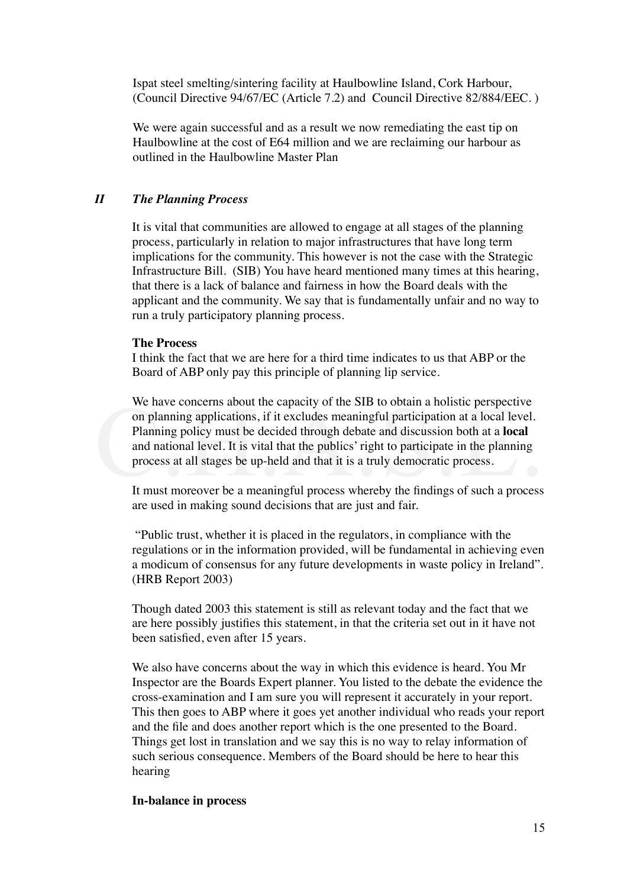Ispat steel smelting/sintering facility at Haulbowline Island, Cork Harbour, (Council Directive 94/67/EC (Article 7.2) and Council Directive 82/884/EEC. )

We were again successful and as a result we now remediating the east tip on Haulbowline at the cost of E64 million and we are reclaiming our harbour as outlined in the Haulbowline Master Plan

## *II The Planning Process*

It is vital that communities are allowed to engage at all stages of the planning process, particularly in relation to major infrastructures that have long term implications for the community. This however is not the case with the Strategic Infrastructure Bill. (SIB) You have heard mentioned many times at this hearing, that there is a lack of balance and fairness in how the Board deals with the applicant and the community. We say that is fundamentally unfair and no way to run a truly participatory planning process.

**The Process**

I think the fact that we are here for a third time indicates to us that ABP or the Board of ABP only pay this principle of planning lip service.

We have concerns about the capacity of the SIB to obtain a holistic perspective on planning applications, if it excludes meaningful participation at a local level. Planning policy must be decided through debate and discussion both at a **local** and national level. It is vital that the publics' right to participate in the planning process at all stages be up-held and that it is a truly democratic process.

It must moreover be a meaningful process whereby the findings of such a process are used in making sound decisions that are just and fair.

"Public trust, whether it is placed in the regulators, in compliance with the regulations or in the information provided, will be fundamental in achieving even a modicum of consensus for any future developments in waste policy in Ireland". (HRB Report 2003)

Though dated 2003 this statement is still as relevant today and the fact that we are here possibly justifies this statement, in that the criteria set out in it have not been satisfied, even after 15 years.

We also have concerns about the way in which this evidence is heard. You Mr Inspector are the Boards Expert planner. You listed to the debate the evidence the cross-examination and I am sure you will represent it accurately in your report. This then goes to ABP where it goes yet another individual who reads your report and the file and does another report which is the one presented to the Board. Things get lost in translation and we say this is no way to relay information of such serious consequence. Members of the Board should be here to hear this hearing

**In-balance in process**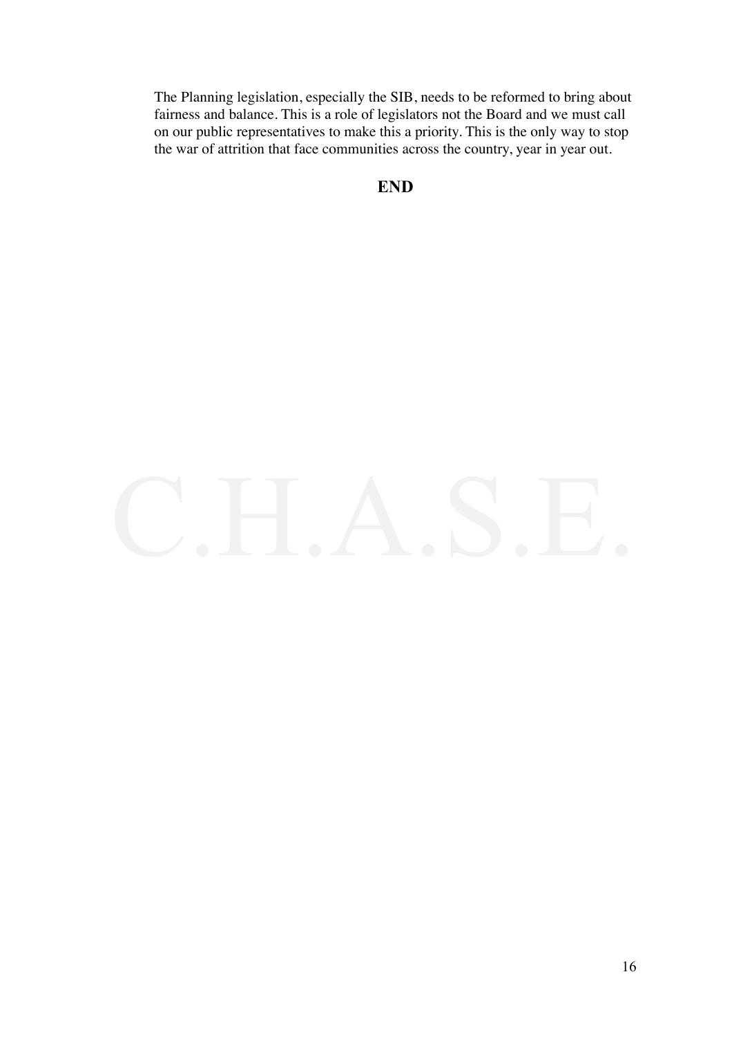The Planning legislation, especially the SIB, needs to be reformed to bring about fairness and balance. This is a role of legislators not the Board and we must call on our public representatives to make this a priority. This is the only way to stop the war of attrition that face communities across the country, year in year out.

**END**